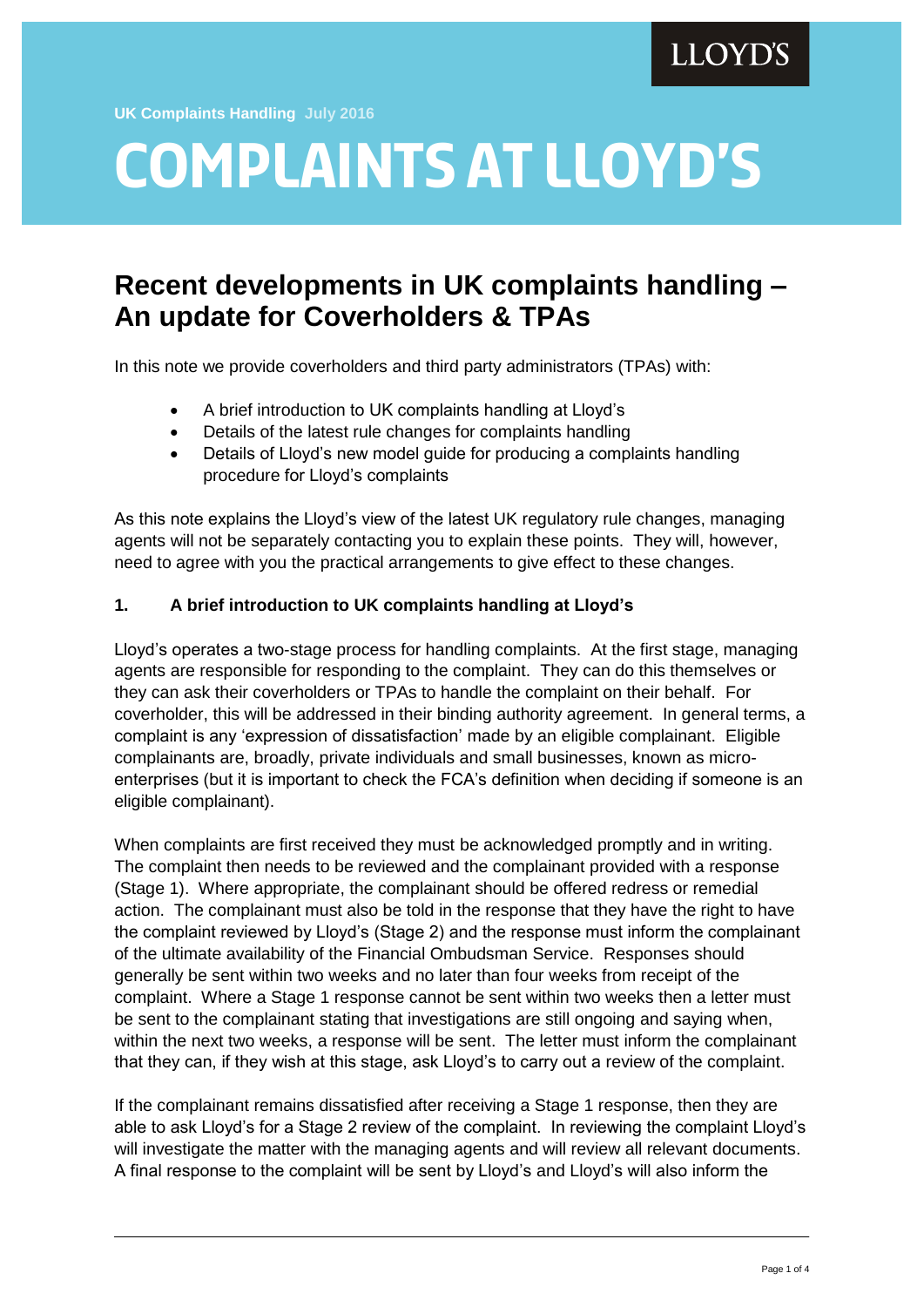LLOYD'S

UK Complaints Handling July 2016

# COMPLAINTS AT LLOYD'S

## Recent developments in UK complaints handling – An update for Coverholders & TPAs

In this note we provide coverholders and third party administrators (TPAs) with:

- A brief introduction to UK complaints handling at Lloyd's
- Details of the latest rule changes for complaints handling
- Details of Lloyd's new model guide for producing a complaints handling procedure for Lloyd's complaints

As this note explains the Lloyd's view of the latest UK regulatory rule changes, managing agents will not be separately contacting you to explain these points. They will, however, need to agree with you the practical arrangements to give effect to these changes.

### 1. A brief introduction to UK complaints handling at Lloyd's

Lloyd's operates a two-stage process for handling complaints. At the first stage, managing agents are responsible for responding to the complaint. They can do this themselves or they can ask their coverholders or TPAs to handle the complaint on their behalf. For coverholder, this will be addressed in their binding authority agreement. In general terms, a complaint is any 'expression of dissatisfaction' made by an eligible complainant. Eligible complainants are, broadly, private individuals and small businesses, known as micro-enterprises (but it is important to check the FCA's definition when deciding if someone is an eligible complainant).

When complaints are first received they must be acknowledged promptly and in writing. The complaint then needs to be reviewed and the complainant provided with a response (Stage 1). Where appropriate, the complainant should be offered redress or remedial action. The complainant must also be told in the response that they have the right to have the complaint reviewed by Lloyd's (Stage 2) and the response must inform the complainant of the ultimate availability of the Financial Ombudsman Service. Responses should generally be sent within two weeks and no later than four weeks from receipt of the complaint. Where a Stage 1 response cannot be sent within two weeks then a letter must be sent to the complainant stating that investigations are still ongoing and saying when, within the next two weeks, a response will be sent. The letter must inform the complainant that they can, if they wish at this stage, ask Lloyd's to carry out a review of the complaint.

If the complainant remains dissatisfied after receiving a Stage 1 response, then they are able to ask Lloyd's for a Stage 2 review of the complaint. In reviewing the complaint Lloyd's will investigate the matter with the managing agents and will review all relevant documents. A final response to the complaint will be sent by Lloyd's and Lloyd's will also inform the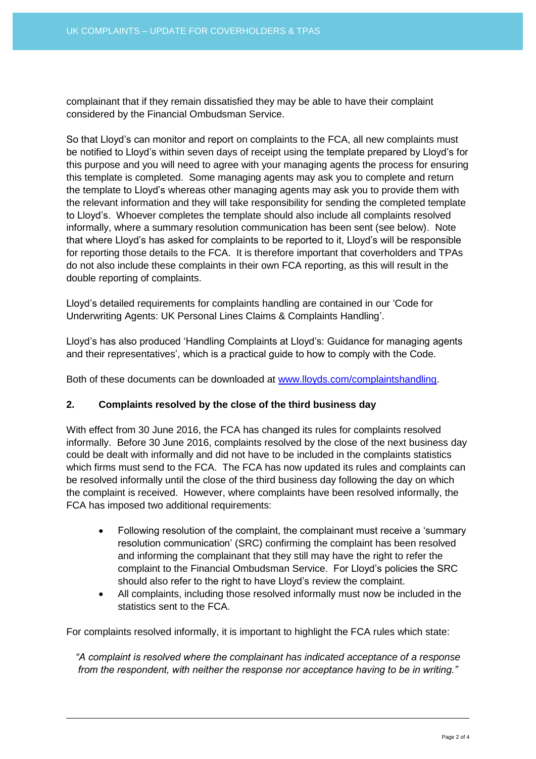complainant that if they remain dissatisfied they may be able to have their complaint considered by the Financial Ombudsman Service.

So that Lloyd's can monitor and report on complaints to the FCA, all new complaints must be notified to Lloyd's within seven days of receipt using the template prepared by Lloyd's for this purpose and you will need to agree with your managing agents the process for ensuring this template is completed. Some managing agents may ask you to complete and return the template to Lloyd's whereas other managing agents may ask you to provide them with the relevant information and they will take responsibility for sending the completed template to Lloyd's. Whoever completes the template should also include all complaints resolved informally, where a summary resolution communication has been sent (see below). Note that where Lloyd's has asked for complaints to be reported to it, Lloyd's will be responsible for reporting those details to the FCA. It is therefore important that coverholders and TPAs do not also include these complaints in their own FCA reporting, as this will result in the double reporting of complaints.

Lloyd's detailed requirements for complaints handling are contained in our 'Code for Underwriting Agents: UK Personal Lines Claims & Complaints Handling'.

Lloyd's has also produced 'Handling Complaints at Lloyd's: Guidance for managing agents and their representatives', which is a practical guide to how to comply with the Code.

Both of these documents can be downloaded at [www.lloyds.com/complaintshandling](http://www.lloyds.com/complaintshandling).

## 2. Complaints resolved by the close of the third business day

With effect from 30 June 2016, the FCA has changed its rules for complaints resolved informally. Before 30 June 2016, complaints resolved by the close of the next business day could be dealt with informally and did not have to be included in the complaints statistics which firms must send to the FCA. The FCA has now updated its rules and complaints can be resolved informally until the close of the third business day following the day on which the complaint is received. However, where complaints have been resolved informally, the FCA has imposed two additional requirements:

- Following resolution of the complaint, the complainant must receive a 'summary resolution communication' (SRC) confirming the complaint has been resolved and informing the complainant that they still may have the right to refer the complaint to the Financial Ombudsman Service. For Lloyd's policies the SRC should also refer to the right to have Lloyd's review the complaint.
- All complaints, including those resolved informally must now be included in the statistics sent to the FCA.

For complaints resolved informally, it is important to highlight the FCA rules which state:

> *"A complaint is resolved where the complainant has indicated acceptance of a response from the respondent, with neither the response nor acceptance having to be in writing."*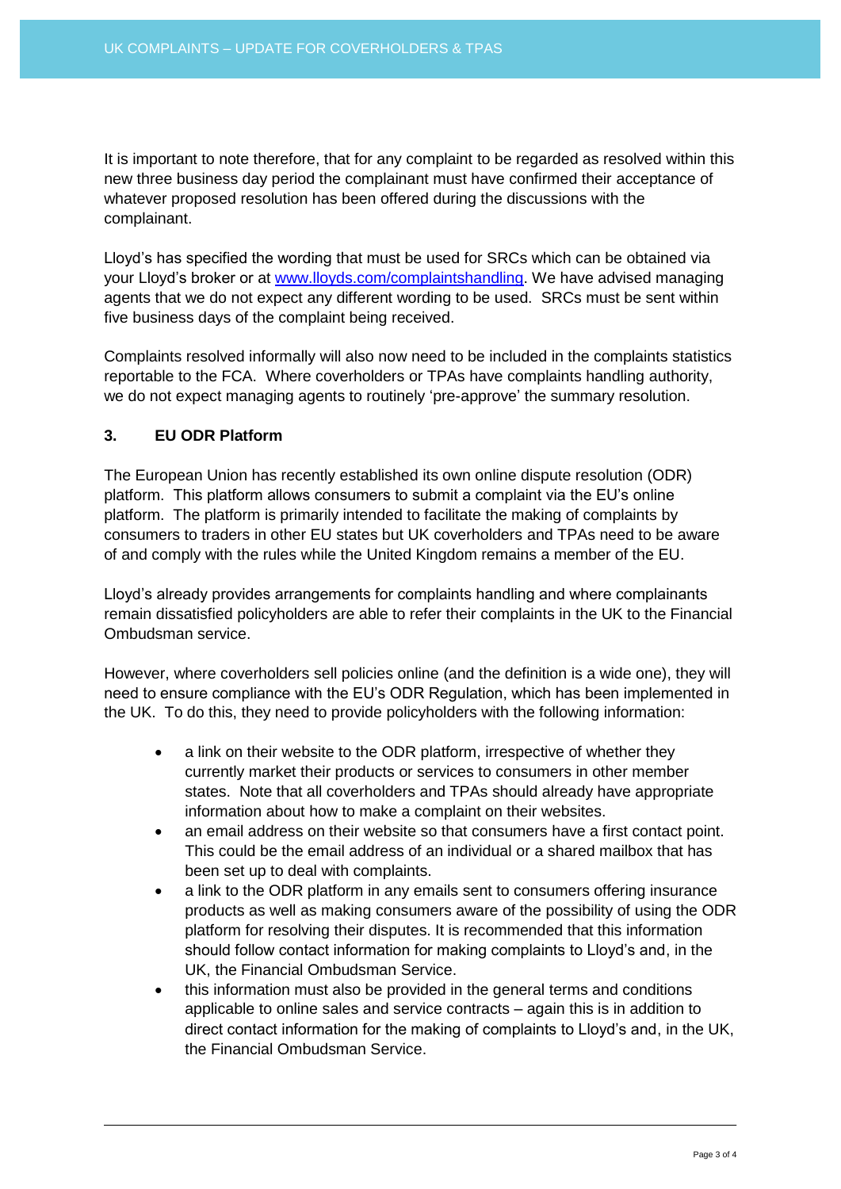It is important to note therefore, that for any complaint to be regarded as resolved within this new three business day period the complainant must have confirmed their acceptance of whatever proposed resolution has been offered during the discussions with the complainant.

Lloyd's has specified the wording that must be used for SRCs which can be obtained via your Lloyd's broker or at [www.lloyds.com/complaintshandling](www.lloyds.com/complaintshandling). We have advised managing agents that we do not expect any different wording to be used. SRCs must be sent within five business days of the complaint being received.

Complaints resolved informally will also now need to be included in the complaints statistics reportable to the FCA. Where coverholders or TPAs have complaints handling authority, we do not expect managing agents to routinely 'pre-approve' the summary resolution.

### 3. EU ODR Platform

The European Union has recently established its own online dispute resolution (ODR) platform. This platform allows consumers to submit a complaint via the EU's online platform. The platform is primarily intended to facilitate the making of complaints by consumers to traders in other EU states but UK coverholders and TPAs need to be aware of and comply with the rules while the United Kingdom remains a member of the EU.

Lloyd's already provides arrangements for complaints handling and where complainants remain dissatisfied policyholders are able to refer their complaints in the UK to the Financial Ombudsman service.

However, where coverholders sell policies online (and the definition is a wide one), they will need to ensure compliance with the EU's ODR Regulation, which has been implemented in the UK. To do this, they need to provide policyholders with the following information:

- a link on their website to the ODR platform, irrespective of whether they currently market their products or services to consumers in other member states. Note that all coverholders and TPAs should already have appropriate information about how to make a complaint on their websites.
- an email address on their website so that consumers have a first contact point. This could be the email address of an individual or a shared mailbox that has been set up to deal with complaints.
- a link to the ODR platform in any emails sent to consumers offering insurance products as well as making consumers aware of the possibility of using the ODR platform for resolving their disputes. It is recommended that this information should follow contact information for making complaints to Lloyd's and, in the UK, the Financial Ombudsman Service.
- this information must also be provided in the general terms and conditions applicable to online sales and service contracts – again this is in addition to direct contact information for the making of complaints to Lloyd's and, in the UK, the Financial Ombudsman Service.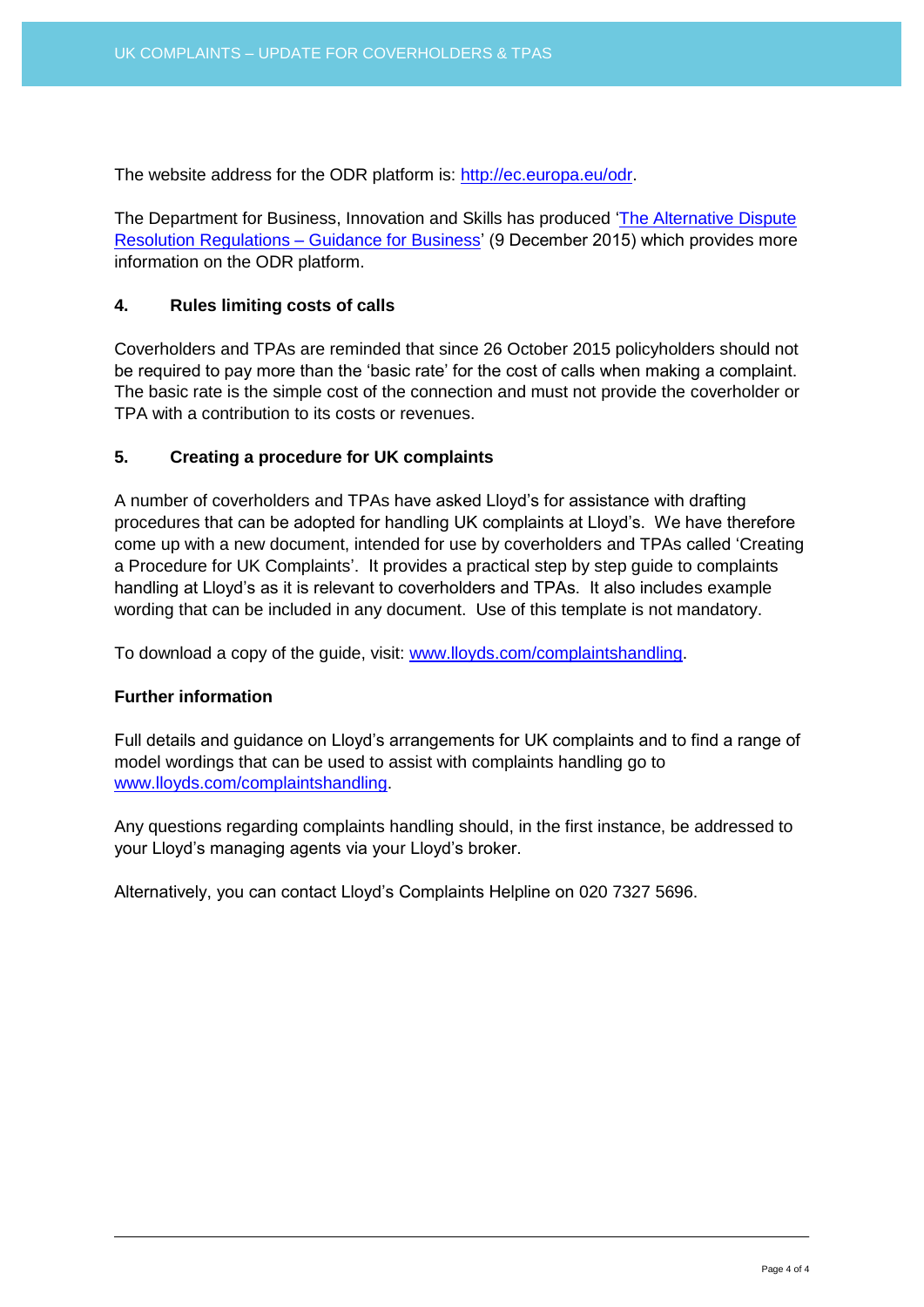The website address for the ODR platform is: [http://ec.europa.eu/odr](http://ec.europa.eu/odr).

The Department for Business, Innovation and Skills has produced '[The Alternative Dispute Resolution Regulations – Guidance for Business](#)' (9 December 2015) which provides more information on the ODR platform.

## 4. Rules limiting costs of calls

Coverholders and TPAs are reminded that since 26 October 2015 policyholders should not be required to pay more than the 'basic rate' for the cost of calls when making a complaint. The basic rate is the simple cost of the connection and must not provide the coverholder or TPA with a contribution to its costs or revenues.

## 5. Creating a procedure for UK complaints

A number of coverholders and TPAs have asked Lloyd's for assistance with drafting procedures that can be adopted for handling UK complaints at Lloyd's. We have therefore come up with a new document, intended for use by coverholders and TPAs called 'Creating a Procedure for UK Complaints'. It provides a practical step by step guide to complaints handling at Lloyd's as it is relevant to coverholders and TPAs. It also includes example wording that can be included in any document. Use of this template is not mandatory.

To download a copy of the guide, visit: [www.lloyds.com/complaintshandling](http://www.lloyds.com/complaintshandling).

## Further information

Full details and guidance on Lloyd's arrangements for UK complaints and to find a range of model wordings that can be used to assist with complaints handling go to [www.lloyds.com/complaintshandling](http://www.lloyds.com/complaintshandling).

Any questions regarding complaints handling should, in the first instance, be addressed to your Lloyd's managing agents via your Lloyd's broker.

Alternatively, you can contact Lloyd's Complaints Helpline on 020 7327 5696.